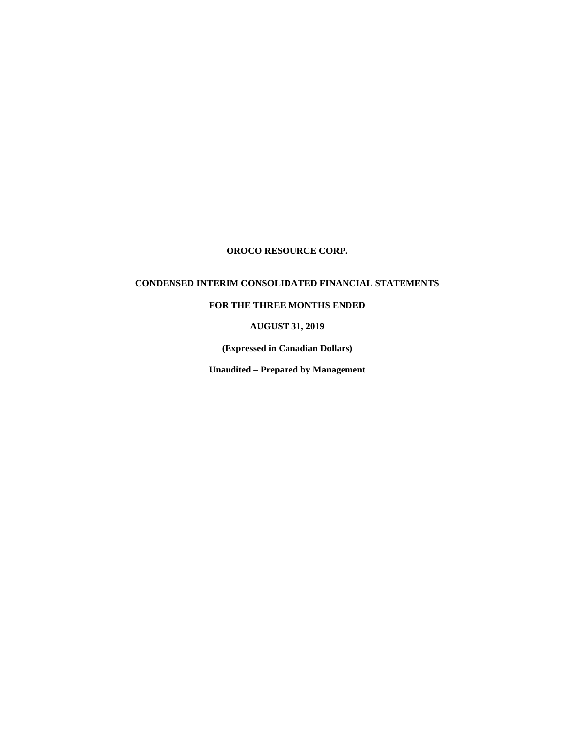# OROCO RESOURCE CORP.

## CONDENSED INTERIM CONSOLIDATED FINANCIAL STATEMENTS

**FOR THE THREE MONTHS ENDED**

**AUGUST 31, 2019**

**(Expressed in Canadian Dollars)**

**Unaudited – Prepared by Management**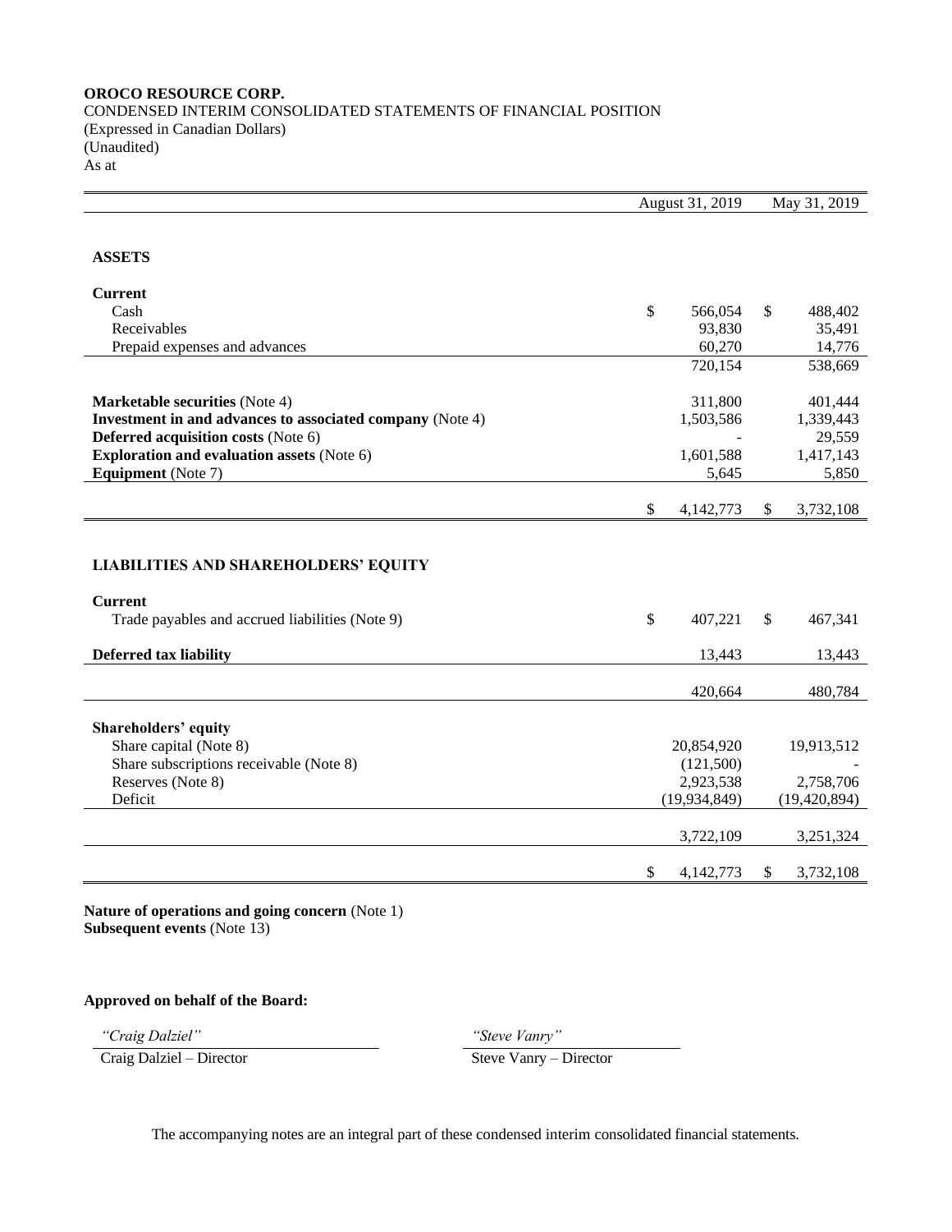**OROCO RESOURCE CORP.**
CONDENSED INTERIM CONSOLIDATED STATEMENTS OF FINANCIAL POSITION
(Expressed in Canadian Dollars)
(Unaudited)
As at

| | August 31, 2019 | May 31, 2019 |
|---|---|---|
| **ASSETS** | | |
| **Current** | | |
| Cash | $ 566,054 | $ 488,402 |
| Receivables | 93,830 | 35,491 |
| Prepaid expenses and advances | 60,270 | 14,776 |
| | 720,154 | 538,669 |
| **Marketable securities** (Note 4) | 311,800 | 401,444 |
| **Investment in and advances to associated company** (Note 4) | 1,503,586 | 1,339,443 |
| **Deferred acquisition costs** (Note 6) | - | 29,559 |
| **Exploration and evaluation assets** (Note 6) | 1,601,588 | 1,417,143 |
| **Equipment** (Note 7) | 5,645 | 5,850 |
| | $ 4,142,773 | $ 3,732,108 |
| **LIABILITIES AND SHAREHOLDERS' EQUITY** | | |
| **Current** | | |
| Trade payables and accrued liabilities (Note 9) | $ 407,221 | $ 467,341 |
| **Deferred tax liability** | 13,443 | 13,443 |
| | 420,664 | 480,784 |
| **Shareholders' equity** | | |
| Share capital (Note 8) | 20,854,920 | 19,913,512 |
| Share subscriptions receivable (Note 8) | (121,500) | - |
| Reserves (Note 8) | 2,923,538 | 2,758,706 |
| Deficit | (19,934,849) | (19,420,894) |
| | 3,722,109 | 3,251,324 |
| | $ 4,142,773 | $ 3,732,108 |

**Nature of operations and going concern** (Note 1)
**Subsequent events** (Note 13)

**Approved on behalf of the Board:**

| *"Craig Dalziel"* | *"Steve Vanry"* |
|---|---|
| Craig Dalziel – Director | Steve Vanry – Director |

The accompanying notes are an integral part of these condensed interim consolidated financial statements.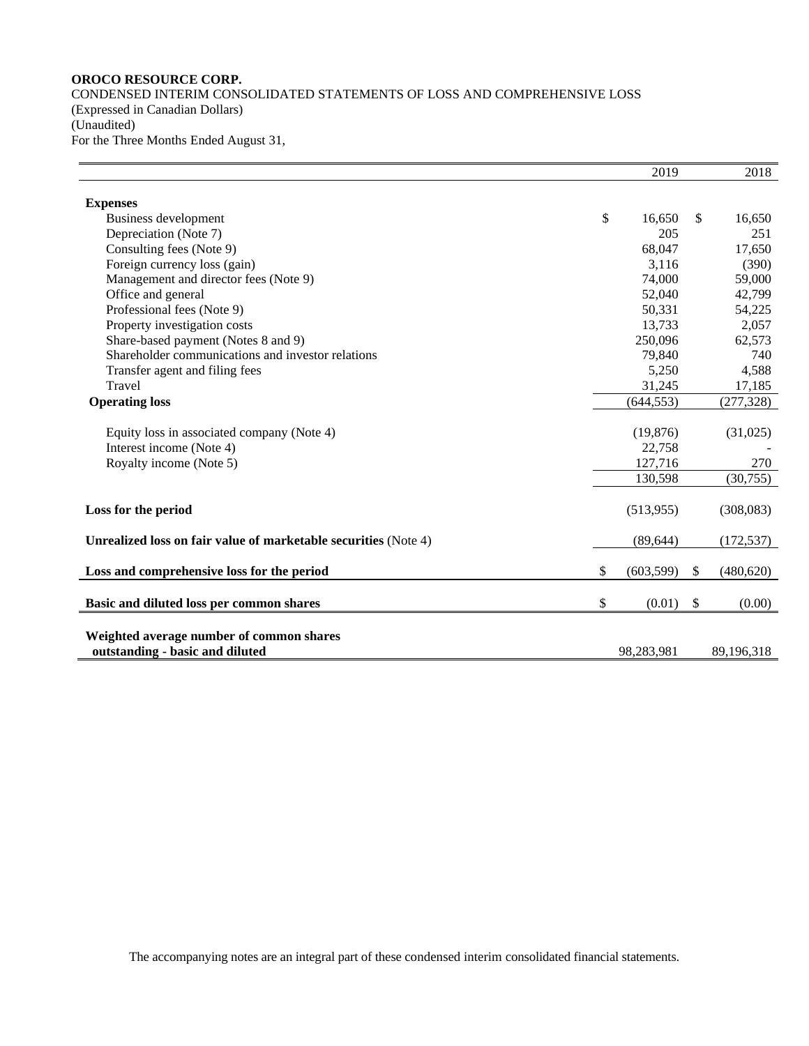**OROCO RESOURCE CORP.**
CONDENSED INTERIM CONSOLIDATED STATEMENTS OF LOSS AND COMPREHENSIVE LOSS
(Expressed in Canadian Dollars)
(Unaudited)
For the Three Months Ended August 31,

| | 2019 | 2018 |
|---|---|---|
| **Expenses** | | |
| Business development | $ 16,650 | $ 16,650 |
| Depreciation (Note 7) | 205 | 251 |
| Consulting fees (Note 9) | 68,047 | 17,650 |
| Foreign currency loss (gain) | 3,116 | (390) |
| Management and director fees (Note 9) | 74,000 | 59,000 |
| Office and general | 52,040 | 42,799 |
| Professional fees (Note 9) | 50,331 | 54,225 |
| Property investigation costs | 13,733 | 2,057 |
| Share-based payment (Notes 8 and 9) | 250,096 | 62,573 |
| Shareholder communications and investor relations | 79,840 | 740 |
| Transfer agent and filing fees | 5,250 | 4,588 |
| Travel | 31,245 | 17,185 |
| **Operating loss** | (644,553) | (277,328) |
| Equity loss in associated company (Note 4) | (19,876) | (31,025) |
| Interest income (Note 4) | 22,758 | - |
| Royalty income (Note 5) | 127,716 | 270 |
| | 130,598 | (30,755) |
| **Loss for the period** | (513,955) | (308,083) |
| **Unrealized loss on fair value of marketable securities** (Note 4) | (89,644) | (172,537) |
| **Loss and comprehensive loss for the period** | $ (603,599) | $ (480,620) |
| **Basic and diluted loss per common shares** | $ (0.01) | $ (0.00) |
| **Weighted average number of common shares outstanding - basic and diluted** | 98,283,981 | 89,196,318 |

The accompanying notes are an integral part of these condensed interim consolidated financial statements.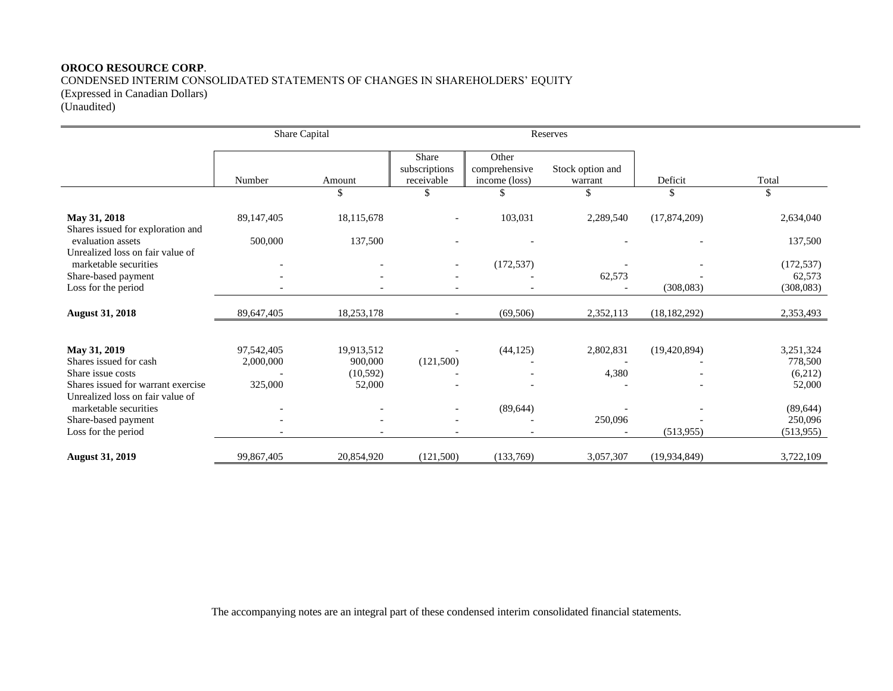**OROCO RESOURCE CORP**.
CONDENSED INTERIM CONSOLIDATED STATEMENTS OF CHANGES IN SHAREHOLDERS' EQUITY
(Expressed in Canadian Dollars)
(Unaudited)

| | Share Capital | | Reserves | | | | |
|---|---|---|---|---|---|---|---|
| | Number | Amount | Share subscriptions receivable | Other comprehensive income (loss) | Stock option and warrant | Deficit | Total |
| | | $ | $ | $ | $ | $ | $ |
| **May 31, 2018** | 89,147,405 | 18,115,678 | - | 103,031 | 2,289,540 | (17,874,209) | 2,634,040 |
| Shares issued for exploration and evaluation assets | 500,000 | 137,500 | - | - | - | - | 137,500 |
| Unrealized loss on fair value of marketable securities | - | - | - | (172,537) | - | - | (172,537) |
| Share-based payment | - | - | - | - | 62,573 | - | 62,573 |
| Loss for the period | - | - | - | - | - | (308,083) | (308,083) |
| **August 31, 2018** | 89,647,405 | 18,253,178 | - | (69,506) | 2,352,113 | (18,182,292) | 2,353,493 |
| | | | | | | | |
| **May 31, 2019** | 97,542,405 | 19,913,512 | - | (44,125) | 2,802,831 | (19,420,894) | 3,251,324 |
| Shares issued for cash | 2,000,000 | 900,000 | (121,500) | - | - | - | 778,500 |
| Share issue costs | - | (10,592) | - | - | 4,380 | - | (6,212) |
| Shares issued for warrant exercise | 325,000 | 52,000 | - | - | - | - | 52,000 |
| Unrealized loss on fair value of marketable securities | - | - | - | (89,644) | - | - | (89,644) |
| Share-based payment | - | - | - | - | 250,096 | - | 250,096 |
| Loss for the period | - | - | - | - | - | (513,955) | (513,955) |
| **August 31, 2019** | 99,867,405 | 20,854,920 | (121,500) | (133,769) | 3,057,307 | (19,934,849) | 3,722,109 |

The accompanying notes are an integral part of these condensed interim consolidated financial statements.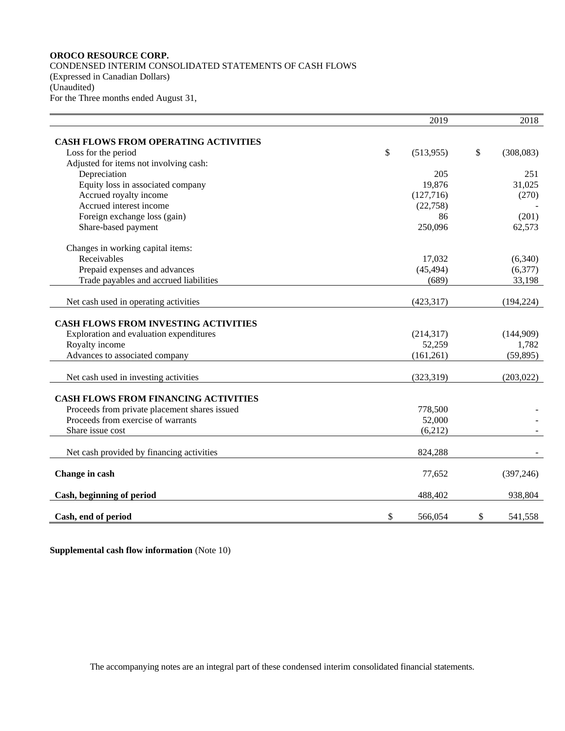**OROCO RESOURCE CORP.**
CONDENSED INTERIM CONSOLIDATED STATEMENTS OF CASH FLOWS
(Expressed in Canadian Dollars)
(Unaudited)
For the Three months ended August 31,

| | 2019 | 2018 |
|---|---|---|
| **CASH FLOWS FROM OPERATING ACTIVITIES** | | |
| Loss for the period | $ (513,955) | $ (308,083) |
| Adjusted for items not involving cash: | | |
| Depreciation | 205 | 251 |
| Equity loss in associated company | 19,876 | 31,025 |
| Accrued royalty income | (127,716) | (270) |
| Accrued interest income | (22,758) | - |
| Foreign exchange loss (gain) | 86 | (201) |
| Share-based payment | 250,096 | 62,573 |
| Changes in working capital items: | | |
| Receivables | 17,032 | (6,340) |
| Prepaid expenses and advances | (45,494) | (6,377) |
| Trade payables and accrued liabilities | (689) | 33,198 |
| Net cash used in operating activities | (423,317) | (194,224) |
| **CASH FLOWS FROM INVESTING ACTIVITIES** | | |
| Exploration and evaluation expenditures | (214,317) | (144,909) |
| Royalty income | 52,259 | 1,782 |
| Advances to associated company | (161,261) | (59,895) |
| Net cash used in investing activities | (323,319) | (203,022) |
| **CASH FLOWS FROM FINANCING ACTIVITIES** | | |
| Proceeds from private placement shares issued | 778,500 | - |
| Proceeds from exercise of warrants | 52,000 | - |
| Share issue cost | (6,212) | - |
| Net cash provided by financing activities | 824,288 | - |
| **Change in cash** | 77,652 | (397,246) |
| **Cash, beginning of period** | 488,402 | 938,804 |
| **Cash, end of period** | $ 566,054 | $ 541,558 |

**Supplemental cash flow information** (Note 10)

The accompanying notes are an integral part of these condensed interim consolidated financial statements.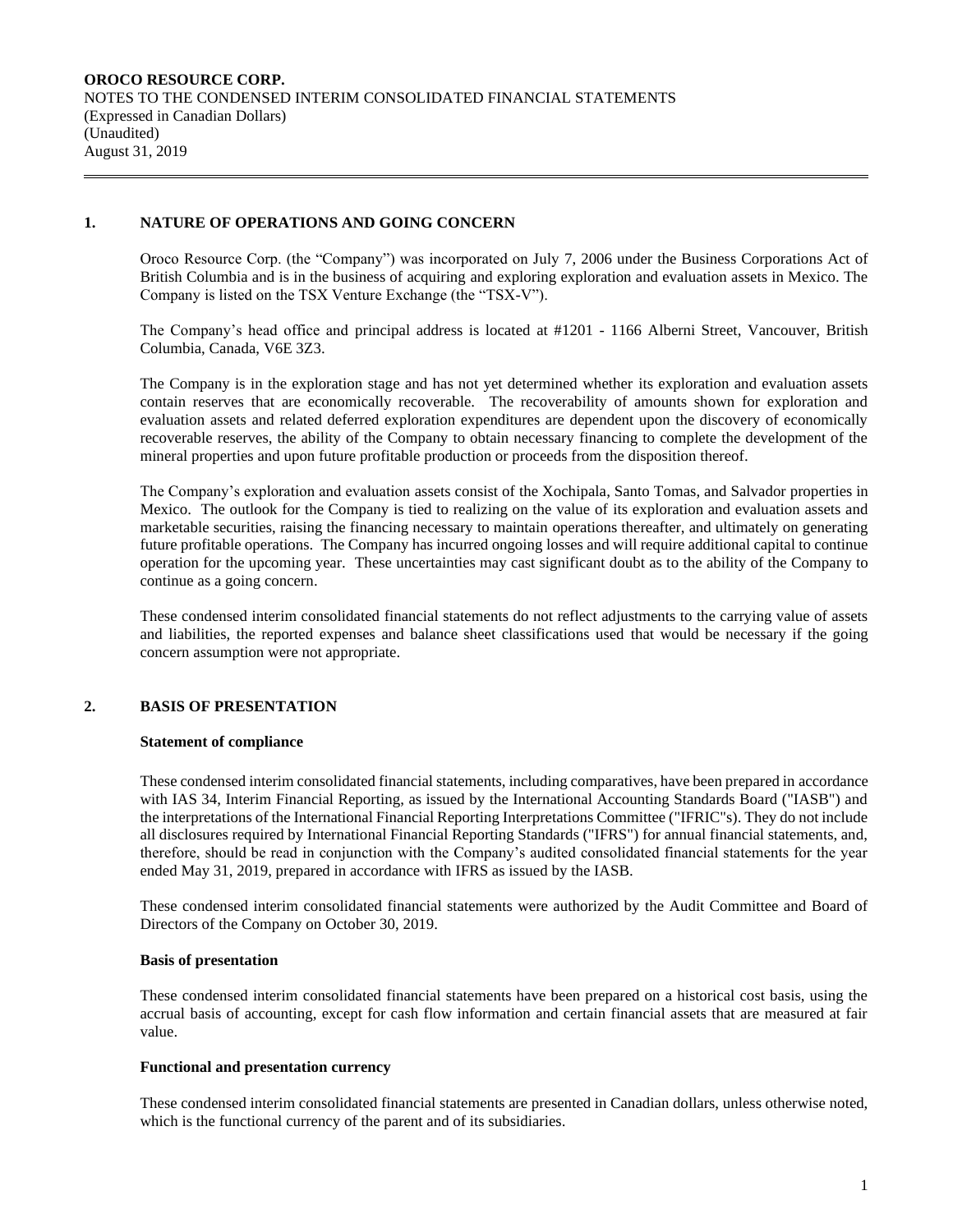## 1. NATURE OF OPERATIONS AND GOING CONCERN

Oroco Resource Corp. (the "Company") was incorporated on July 7, 2006 under the Business Corporations Act of British Columbia and is in the business of acquiring and exploring exploration and evaluation assets in Mexico. The Company is listed on the TSX Venture Exchange (the "TSX-V").

The Company's head office and principal address is located at #1201 - 1166 Alberni Street, Vancouver, British Columbia, Canada, V6E 3Z3.

The Company is in the exploration stage and has not yet determined whether its exploration and evaluation assets contain reserves that are economically recoverable. The recoverability of amounts shown for exploration and evaluation assets and related deferred exploration expenditures are dependent upon the discovery of economically recoverable reserves, the ability of the Company to obtain necessary financing to complete the development of the mineral properties and upon future profitable production or proceeds from the disposition thereof.

The Company's exploration and evaluation assets consist of the Xochipala, Santo Tomas, and Salvador properties in Mexico. The outlook for the Company is tied to realizing on the value of its exploration and evaluation assets and marketable securities, raising the financing necessary to maintain operations thereafter, and ultimately on generating future profitable operations. The Company has incurred ongoing losses and will require additional capital to continue operation for the upcoming year. These uncertainties may cast significant doubt as to the ability of the Company to continue as a going concern.

These condensed interim consolidated financial statements do not reflect adjustments to the carrying value of assets and liabilities, the reported expenses and balance sheet classifications used that would be necessary if the going concern assumption were not appropriate.

## 2. BASIS OF PRESENTATION

### Statement of compliance

These condensed interim consolidated financial statements, including comparatives, have been prepared in accordance with IAS 34, Interim Financial Reporting, as issued by the International Accounting Standards Board ("IASB") and the interpretations of the International Financial Reporting Interpretations Committee ("IFRIC"s). They do not include all disclosures required by International Financial Reporting Standards ("IFRS") for annual financial statements, and, therefore, should be read in conjunction with the Company's audited consolidated financial statements for the year ended May 31, 2019, prepared in accordance with IFRS as issued by the IASB.

These condensed interim consolidated financial statements were authorized by the Audit Committee and Board of Directors of the Company on October 30, 2019.

### Basis of presentation

These condensed interim consolidated financial statements have been prepared on a historical cost basis, using the accrual basis of accounting, except for cash flow information and certain financial assets that are measured at fair value.

### Functional and presentation currency

These condensed interim consolidated financial statements are presented in Canadian dollars, unless otherwise noted, which is the functional currency of the parent and of its subsidiaries.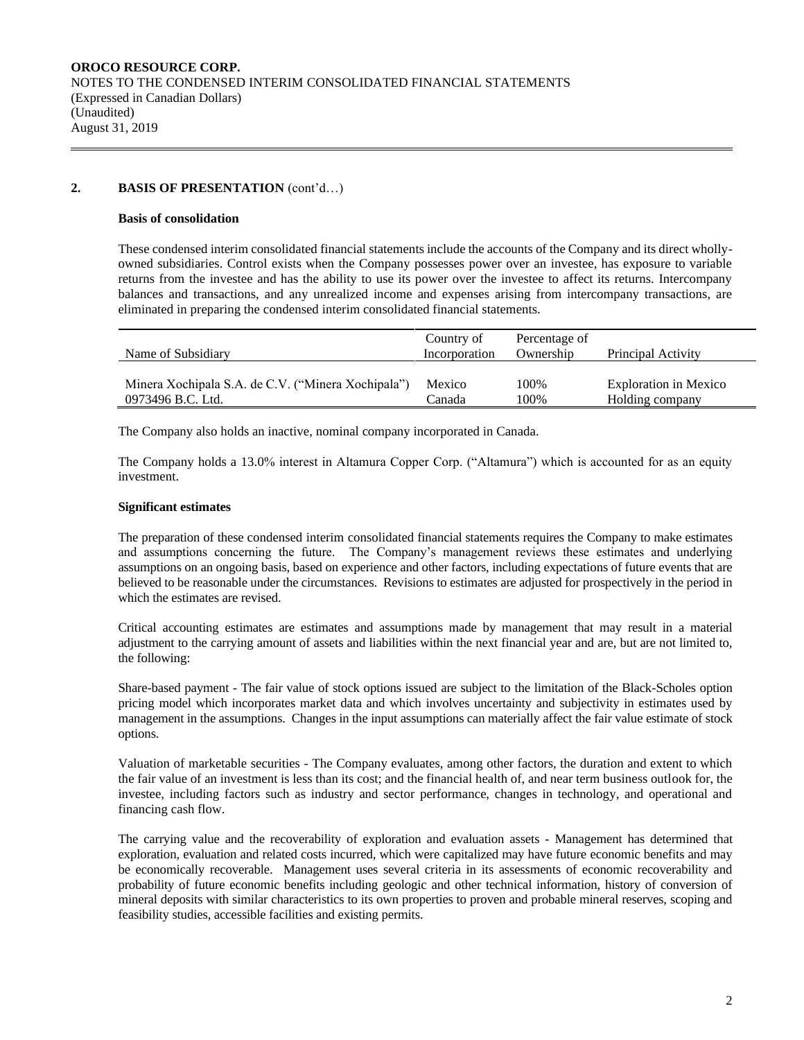## 2. BASIS OF PRESENTATION (cont'd…)

### Basis of consolidation

These condensed interim consolidated financial statements include the accounts of the Company and its direct wholly-owned subsidiaries. Control exists when the Company possesses power over an investee, has exposure to variable returns from the investee and has the ability to use its power over the investee to affect its returns. Intercompany balances and transactions, and any unrealized income and expenses arising from intercompany transactions, are eliminated in preparing the condensed interim consolidated financial statements.

| Name of Subsidiary | Country of Incorporation | Percentage of Ownership | Principal Activity |
|---|---|---|---|
| Minera Xochipala S.A. de C.V. ("Minera Xochipala") | Mexico | 100% | Exploration in Mexico |
| 0973496 B.C. Ltd. | Canada | 100% | Holding company |

The Company also holds an inactive, nominal company incorporated in Canada.

The Company holds a 13.0% interest in Altamura Copper Corp. ("Altamura") which is accounted for as an equity investment.

### Significant estimates

The preparation of these condensed interim consolidated financial statements requires the Company to make estimates and assumptions concerning the future. The Company's management reviews these estimates and underlying assumptions on an ongoing basis, based on experience and other factors, including expectations of future events that are believed to be reasonable under the circumstances. Revisions to estimates are adjusted for prospectively in the period in which the estimates are revised.

Critical accounting estimates are estimates and assumptions made by management that may result in a material adjustment to the carrying amount of assets and liabilities within the next financial year and are, but are not limited to, the following:

Share-based payment - The fair value of stock options issued are subject to the limitation of the Black-Scholes option pricing model which incorporates market data and which involves uncertainty and subjectivity in estimates used by management in the assumptions. Changes in the input assumptions can materially affect the fair value estimate of stock options.

Valuation of marketable securities - The Company evaluates, among other factors, the duration and extent to which the fair value of an investment is less than its cost; and the financial health of, and near term business outlook for, the investee, including factors such as industry and sector performance, changes in technology, and operational and financing cash flow.

The carrying value and the recoverability of exploration and evaluation assets - Management has determined that exploration, evaluation and related costs incurred, which were capitalized may have future economic benefits and may be economically recoverable. Management uses several criteria in its assessments of economic recoverability and probability of future economic benefits including geologic and other technical information, history of conversion of mineral deposits with similar characteristics to its own properties to proven and probable mineral reserves, scoping and feasibility studies, accessible facilities and existing permits.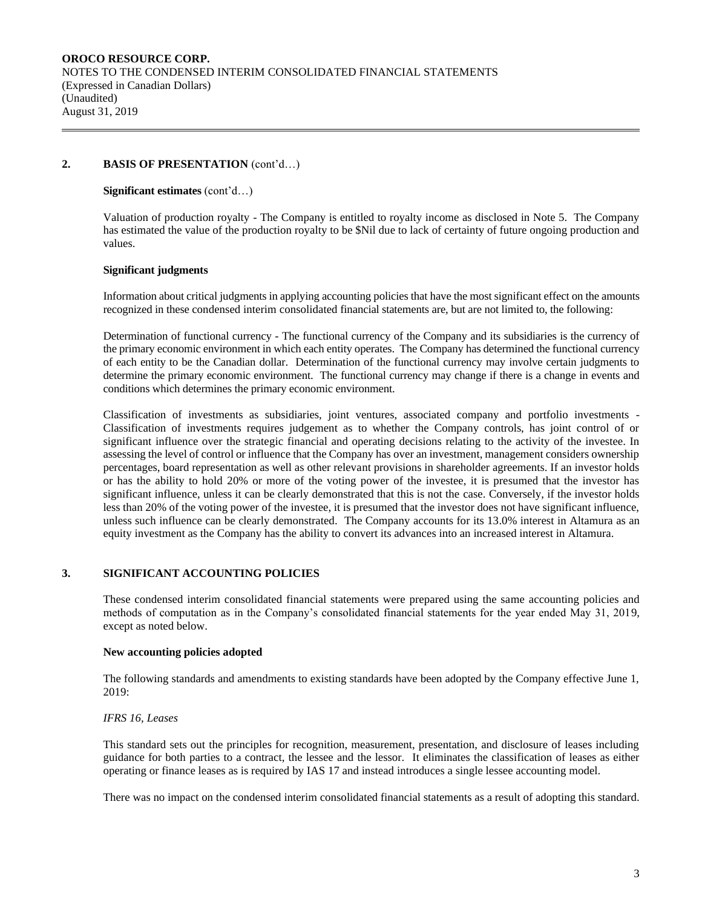## 2. BASIS OF PRESENTATION (cont'd…)

**Significant estimates** (cont'd…)

Valuation of production royalty - The Company is entitled to royalty income as disclosed in Note 5. The Company has estimated the value of the production royalty to be $Nil due to lack of certainty of future ongoing production and values.

**Significant judgments**

Information about critical judgments in applying accounting policies that have the most significant effect on the amounts recognized in these condensed interim consolidated financial statements are, but are not limited to, the following:

Determination of functional currency - The functional currency of the Company and its subsidiaries is the currency of the primary economic environment in which each entity operates. The Company has determined the functional currency of each entity to be the Canadian dollar. Determination of the functional currency may involve certain judgments to determine the primary economic environment. The functional currency may change if there is a change in events and conditions which determines the primary economic environment.

Classification of investments as subsidiaries, joint ventures, associated company and portfolio investments - Classification of investments requires judgement as to whether the Company controls, has joint control of or significant influence over the strategic financial and operating decisions relating to the activity of the investee. In assessing the level of control or influence that the Company has over an investment, management considers ownership percentages, board representation as well as other relevant provisions in shareholder agreements. If an investor holds or has the ability to hold 20% or more of the voting power of the investee, it is presumed that the investor has significant influence, unless it can be clearly demonstrated that this is not the case. Conversely, if the investor holds less than 20% of the voting power of the investee, it is presumed that the investor does not have significant influence, unless such influence can be clearly demonstrated. The Company accounts for its 13.0% interest in Altamura as an equity investment as the Company has the ability to convert its advances into an increased interest in Altamura.

## 3. SIGNIFICANT ACCOUNTING POLICIES

These condensed interim consolidated financial statements were prepared using the same accounting policies and methods of computation as in the Company's consolidated financial statements for the year ended May 31, 2019, except as noted below.

**New accounting policies adopted**

The following standards and amendments to existing standards have been adopted by the Company effective June 1, 2019:

*IFRS 16, Leases*

This standard sets out the principles for recognition, measurement, presentation, and disclosure of leases including guidance for both parties to a contract, the lessee and the lessor. It eliminates the classification of leases as either operating or finance leases as is required by IAS 17 and instead introduces a single lessee accounting model.

There was no impact on the condensed interim consolidated financial statements as a result of adopting this standard.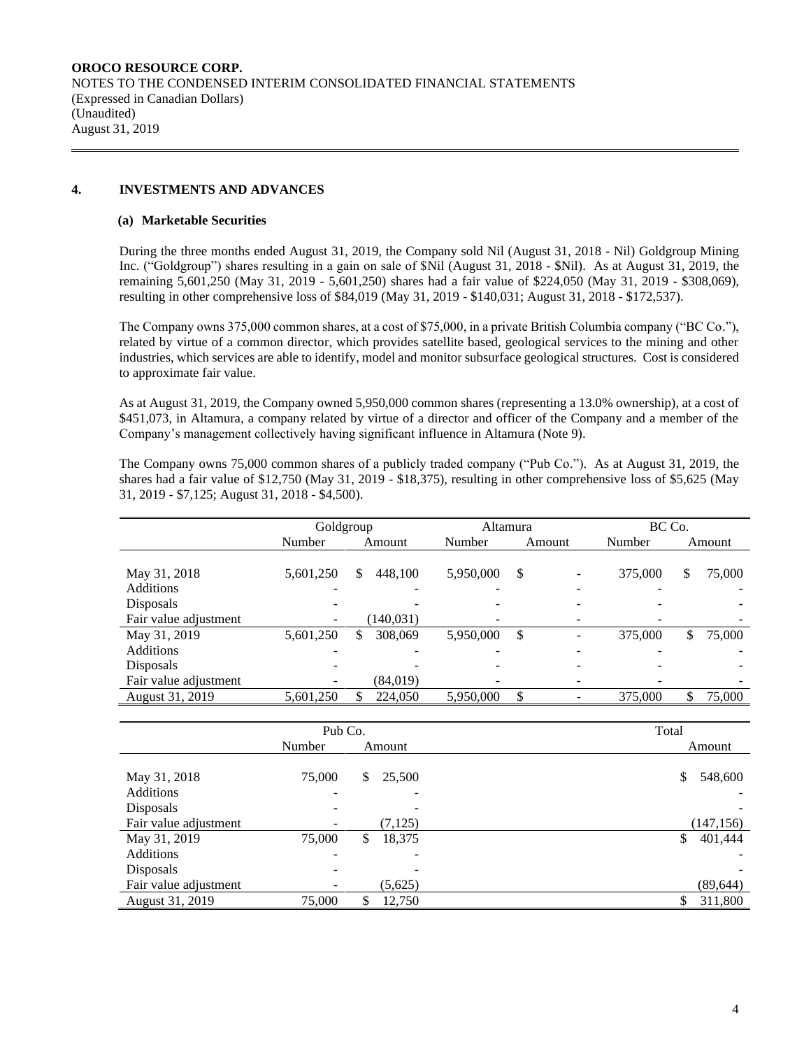## 4. INVESTMENTS AND ADVANCES

### (a) Marketable Securities

During the three months ended August 31, 2019, the Company sold Nil (August 31, 2018 - Nil) Goldgroup Mining Inc. ("Goldgroup") shares resulting in a gain on sale of $Nil (August 31, 2018 - $Nil). As at August 31, 2019, the remaining 5,601,250 (May 31, 2019 - 5,601,250) shares had a fair value of $224,050 (May 31, 2019 - $308,069), resulting in other comprehensive loss of $84,019 (May 31, 2019 - $140,031; August 31, 2018 - $172,537).

The Company owns 375,000 common shares, at a cost of $75,000, in a private British Columbia company ("BC Co."), related by virtue of a common director, which provides satellite based, geological services to the mining and other industries, which services are able to identify, model and monitor subsurface geological structures. Cost is considered to approximate fair value.

As at August 31, 2019, the Company owned 5,950,000 common shares (representing a 13.0% ownership), at a cost of $451,073, in Altamura, a company related by virtue of a director and officer of the Company and a member of the Company's management collectively having significant influence in Altamura (Note 9).

The Company owns 75,000 common shares of a publicly traded company ("Pub Co."). As at August 31, 2019, the shares had a fair value of $12,750 (May 31, 2019 - $18,375), resulting in other comprehensive loss of $5,625 (May 31, 2019 - $7,125; August 31, 2018 - $4,500).

| | Goldgroup | | Altamura | | BC Co. | |
|---|---|---|---|---|---|---|
| | Number | Amount | Number | Amount | Number | Amount |
| May 31, 2018 | 5,601,250 | $ 448,100 | 5,950,000 | $ - | 375,000 | $ 75,000 |
| Additions | - | - | - | - | - | - |
| Disposals | - | - | - | - | - | - |
| Fair value adjustment | - | (140,031) | - | - | - | - |
| May 31, 2019 | 5,601,250 | $ 308,069 | 5,950,000 | $ - | 375,000 | $ 75,000 |
| Additions | - | - | - | - | - | - |
| Disposals | - | - | - | - | - | - |
| Fair value adjustment | - | (84,019) | - | - | - | - |
| August 31, 2019 | 5,601,250 | $ 224,050 | 5,950,000 | $ - | 375,000 | $ 75,000 |

| | Pub Co. | | Total |
|---|---|---|---|
| | Number | Amount | Amount |
| May 31, 2018 | 75,000 | $ 25,500 | $ 548,600 |
| Additions | - | - | - |
| Disposals | - | - | - |
| Fair value adjustment | - | (7,125) | (147,156) |
| May 31, 2019 | 75,000 | $ 18,375 | $ 401,444 |
| Additions | - | - | - |
| Disposals | - | - | - |
| Fair value adjustment | - | (5,625) | (89,644) |
| August 31, 2019 | 75,000 | $ 12,750 | $ 311,800 |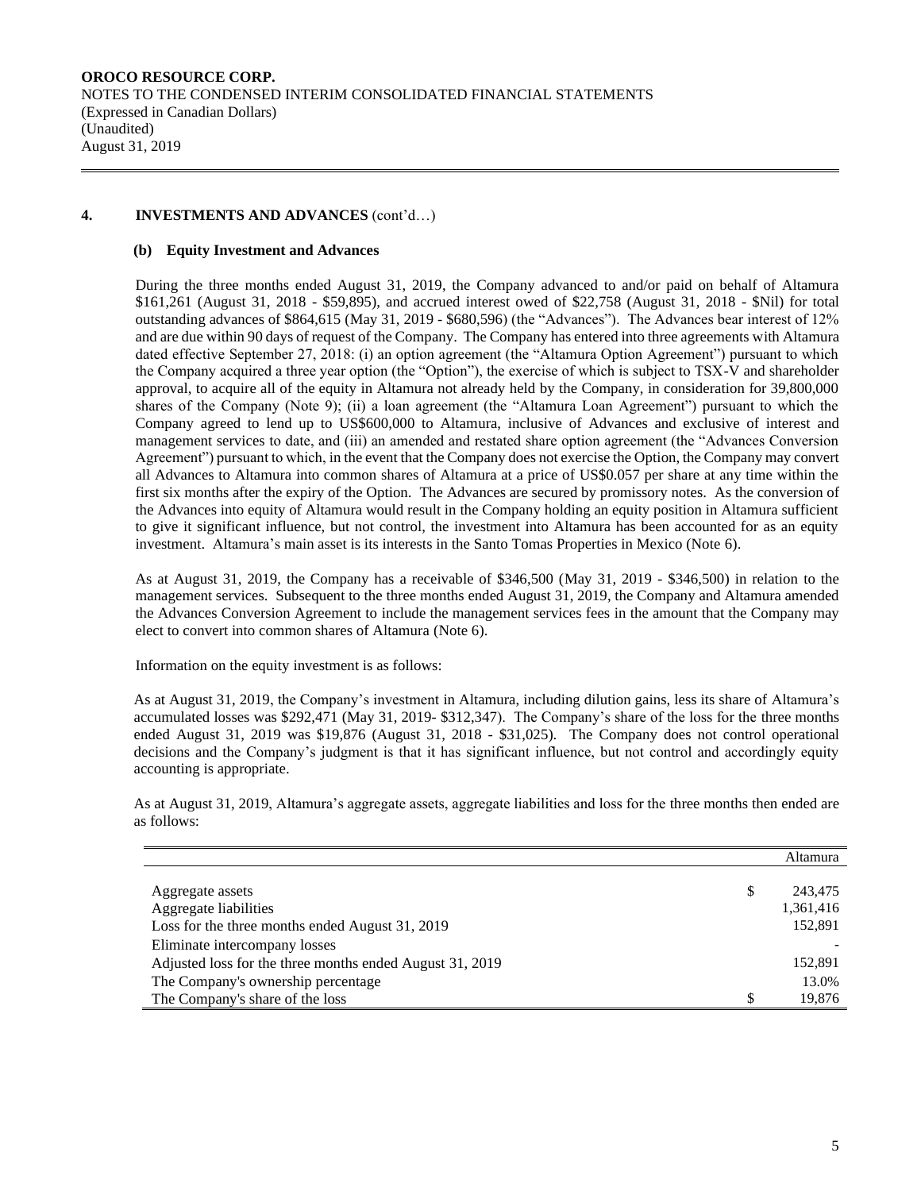## 4. INVESTMENTS AND ADVANCES (cont'd…)

### (b) Equity Investment and Advances

During the three months ended August 31, 2019, the Company advanced to and/or paid on behalf of Altamura $161,261 (August 31, 2018 - $59,895), and accrued interest owed of $22,758 (August 31, 2018 - $Nil) for total outstanding advances of $864,615 (May 31, 2019 - $680,596) (the "Advances"). The Advances bear interest of 12% and are due within 90 days of request of the Company. The Company has entered into three agreements with Altamura dated effective September 27, 2018: (i) an option agreement (the "Altamura Option Agreement") pursuant to which the Company acquired a three year option (the "Option"), the exercise of which is subject to TSX-V and shareholder approval, to acquire all of the equity in Altamura not already held by the Company, in consideration for 39,800,000 shares of the Company (Note 9); (ii) a loan agreement (the "Altamura Loan Agreement") pursuant to which the Company agreed to lend up to US$600,000 to Altamura, inclusive of Advances and exclusive of interest and management services to date, and (iii) an amended and restated share option agreement (the "Advances Conversion Agreement") pursuant to which, in the event that the Company does not exercise the Option, the Company may convert all Advances to Altamura into common shares of Altamura at a price of US$0.057 per share at any time within the first six months after the expiry of the Option. The Advances are secured by promissory notes. As the conversion of the Advances into equity of Altamura would result in the Company holding an equity position in Altamura sufficient to give it significant influence, but not control, the investment into Altamura has been accounted for as an equity investment. Altamura's main asset is its interests in the Santo Tomas Properties in Mexico (Note 6).

As at August 31, 2019, the Company has a receivable of $346,500 (May 31, 2019 - $346,500) in relation to the management services. Subsequent to the three months ended August 31, 2019, the Company and Altamura amended the Advances Conversion Agreement to include the management services fees in the amount that the Company may elect to convert into common shares of Altamura (Note 6).

Information on the equity investment is as follows:

As at August 31, 2019, the Company's investment in Altamura, including dilution gains, less its share of Altamura's accumulated losses was $292,471 (May 31, 2019- $312,347). The Company's share of the loss for the three months ended August 31, 2019 was $19,876 (August 31, 2018 - $31,025). The Company does not control operational decisions and the Company's judgment is that it has significant influence, but not control and accordingly equity accounting is appropriate.

As at August 31, 2019, Altamura's aggregate assets, aggregate liabilities and loss for the three months then ended are as follows:

| | Altamura |
|---|---|
| Aggregate assets | $ 243,475 |
| Aggregate liabilities | 1,361,416 |
| Loss for the three months ended August 31, 2019 | 152,891 |
| Eliminate intercompany losses | - |
| Adjusted loss for the three months ended August 31, 2019 | 152,891 |
| The Company's ownership percentage | 13.0% |
| The Company's share of the loss | $ 19,876 |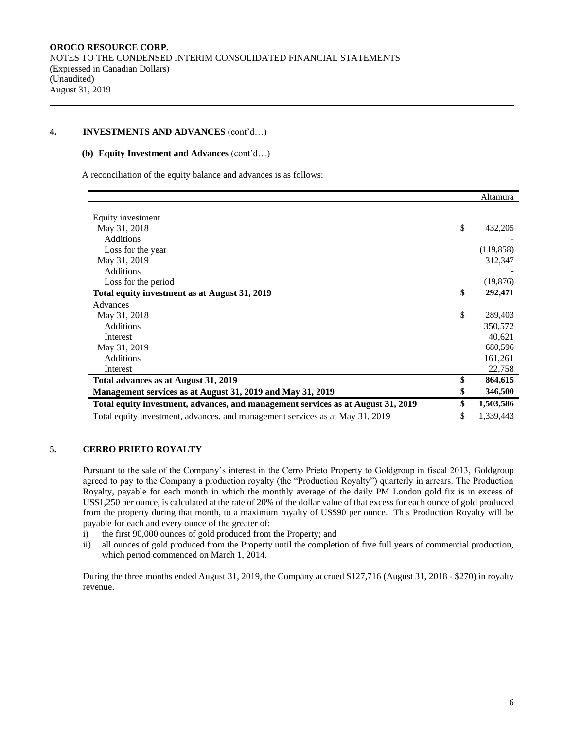## 4. INVESTMENTS AND ADVANCES (cont'd…)

### (b) Equity Investment and Advances (cont'd…)

A reconciliation of the equity balance and advances is as follows:

| | Altamura |
|---|---|
| Equity investment | |
| May 31, 2018 | $ 432,205 |
| Additions | - |
| Loss for the year | (119,858) |
| May 31, 2019 | 312,347 |
| Additions | - |
| Loss for the period | (19,876) |
| **Total equity investment as at August 31, 2019** | **$ 292,471** |
| Advances | |
| May 31, 2018 | $ 289,403 |
| Additions | 350,572 |
| Interest | 40,621 |
| May 31, 2019 | 680,596 |
| Additions | 161,261 |
| Interest | 22,758 |
| **Total advances as at August 31, 2019** | **$ 864,615** |
| **Management services as at August 31, 2019 and May 31, 2019** | **$ 346,500** |
| **Total equity investment, advances, and management services as at August 31, 2019** | **$ 1,503,586** |
| Total equity investment, advances, and management services as at May 31, 2019 | $ 1,339,443 |

## 5. CERRO PRIETO ROYALTY

Pursuant to the sale of the Company's interest in the Cerro Prieto Property to Goldgroup in fiscal 2013, Goldgroup agreed to pay to the Company a production royalty (the "Production Royalty") quarterly in arrears. The Production Royalty, payable for each month in which the monthly average of the daily PM London gold fix is in excess of US$1,250 per ounce, is calculated at the rate of 20% of the dollar value of that excess for each ounce of gold produced from the property during that month, to a maximum royalty of US$90 per ounce. This Production Royalty will be payable for each and every ounce of the greater of:

i) the first 90,000 ounces of gold produced from the Property; and
ii) all ounces of gold produced from the Property until the completion of five full years of commercial production, which period commenced on March 1, 2014.

During the three months ended August 31, 2019, the Company accrued $127,716 (August 31, 2018 - $270) in royalty revenue.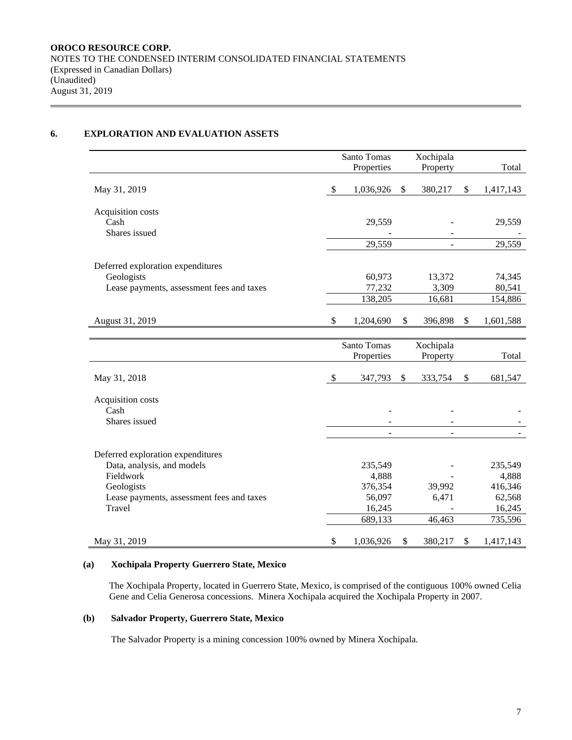**OROCO RESOURCE CORP.**
NOTES TO THE CONDENSED INTERIM CONSOLIDATED FINANCIAL STATEMENTS
(Expressed in Canadian Dollars)
(Unaudited)
August 31, 2019

## 6. EXPLORATION AND EVALUATION ASSETS

| | Santo Tomas Properties | Xochipala Property | Total |
|---|---|---|---|
| May 31, 2019 | $ 1,036,926 | $ 380,217 | $ 1,417,143 |
| Acquisition costs | | | |
| Cash | 29,559 | - | 29,559 |
| Shares issued | - | - | - |
| | 29,559 | - | 29,559 |
| Deferred exploration expenditures | | | |
| Geologists | 60,973 | 13,372 | 74,345 |
| Lease payments, assessment fees and taxes | 77,232 | 3,309 | 80,541 |
| | 138,205 | 16,681 | 154,886 |
| August 31, 2019 | $ 1,204,690 | $ 396,898 | $ 1,601,588 |

| | Santo Tomas Properties | Xochipala Property | Total |
|---|---|---|---|
| May 31, 2018 | $ 347,793 | $ 333,754 | $ 681,547 |
| Acquisition costs | | | |
| Cash | - | - | - |
| Shares issued | - | - | - |
| | - | - | - |
| Deferred exploration expenditures | | | |
| Data, analysis, and models | 235,549 | - | 235,549 |
| Fieldwork | 4,888 | - | 4,888 |
| Geologists | 376,354 | 39,992 | 416,346 |
| Lease payments, assessment fees and taxes | 56,097 | 6,471 | 62,568 |
| Travel | 16,245 | - | 16,245 |
| | 689,133 | 46,463 | 735,596 |
| May 31, 2019 | $ 1,036,926 | $ 380,217 | $ 1,417,143 |

### (a) Xochipala Property Guerrero State, Mexico

The Xochipala Property, located in Guerrero State, Mexico, is comprised of the contiguous 100% owned Celia Gene and Celia Generosa concessions. Minera Xochipala acquired the Xochipala Property in 2007.

### (b) Salvador Property, Guerrero State, Mexico

The Salvador Property is a mining concession 100% owned by Minera Xochipala.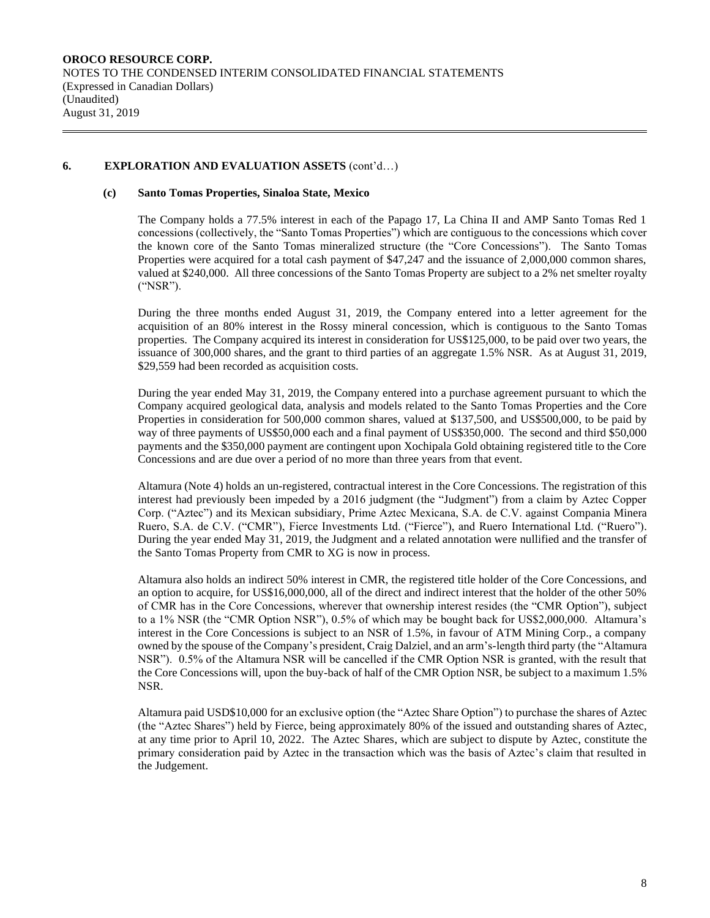## 6. EXPLORATION AND EVALUATION ASSETS (cont'd…)

### (c) Santo Tomas Properties, Sinaloa State, Mexico

The Company holds a 77.5% interest in each of the Papago 17, La China II and AMP Santo Tomas Red 1 concessions (collectively, the "Santo Tomas Properties") which are contiguous to the concessions which cover the known core of the Santo Tomas mineralized structure (the "Core Concessions"). The Santo Tomas Properties were acquired for a total cash payment of $47,247 and the issuance of 2,000,000 common shares, valued at $240,000. All three concessions of the Santo Tomas Property are subject to a 2% net smelter royalty ("NSR").

During the three months ended August 31, 2019, the Company entered into a letter agreement for the acquisition of an 80% interest in the Rossy mineral concession, which is contiguous to the Santo Tomas properties. The Company acquired its interest in consideration for US$125,000, to be paid over two years, the issuance of 300,000 shares, and the grant to third parties of an aggregate 1.5% NSR. As at August 31, 2019, $29,559 had been recorded as acquisition costs.

During the year ended May 31, 2019, the Company entered into a purchase agreement pursuant to which the Company acquired geological data, analysis and models related to the Santo Tomas Properties and the Core Properties in consideration for 500,000 common shares, valued at $137,500, and US$500,000, to be paid by way of three payments of US$50,000 each and a final payment of US$350,000. The second and third $50,000 payments and the $350,000 payment are contingent upon Xochipala Gold obtaining registered title to the Core Concessions and are due over a period of no more than three years from that event.

Altamura (Note 4) holds an un-registered, contractual interest in the Core Concessions. The registration of this interest had previously been impeded by a 2016 judgment (the "Judgment") from a claim by Aztec Copper Corp. ("Aztec") and its Mexican subsidiary, Prime Aztec Mexicana, S.A. de C.V. against Compania Minera Ruero, S.A. de C.V. ("CMR"), Fierce Investments Ltd. ("Fierce"), and Ruero International Ltd. ("Ruero"). During the year ended May 31, 2019, the Judgment and a related annotation were nullified and the transfer of the Santo Tomas Property from CMR to XG is now in process.

Altamura also holds an indirect 50% interest in CMR, the registered title holder of the Core Concessions, and an option to acquire, for US$16,000,000, all of the direct and indirect interest that the holder of the other 50% of CMR has in the Core Concessions, wherever that ownership interest resides (the "CMR Option"), subject to a 1% NSR (the "CMR Option NSR"), 0.5% of which may be bought back for US$2,000,000. Altamura's interest in the Core Concessions is subject to an NSR of 1.5%, in favour of ATM Mining Corp., a company owned by the spouse of the Company's president, Craig Dalziel, and an arm's-length third party (the "Altamura NSR"). 0.5% of the Altamura NSR will be cancelled if the CMR Option NSR is granted, with the result that the Core Concessions will, upon the buy-back of half of the CMR Option NSR, be subject to a maximum 1.5% NSR.

Altamura paid USD$10,000 for an exclusive option (the "Aztec Share Option") to purchase the shares of Aztec (the "Aztec Shares") held by Fierce, being approximately 80% of the issued and outstanding shares of Aztec, at any time prior to April 10, 2022. The Aztec Shares, which are subject to dispute by Aztec, constitute the primary consideration paid by Aztec in the transaction which was the basis of Aztec's claim that resulted in the Judgement.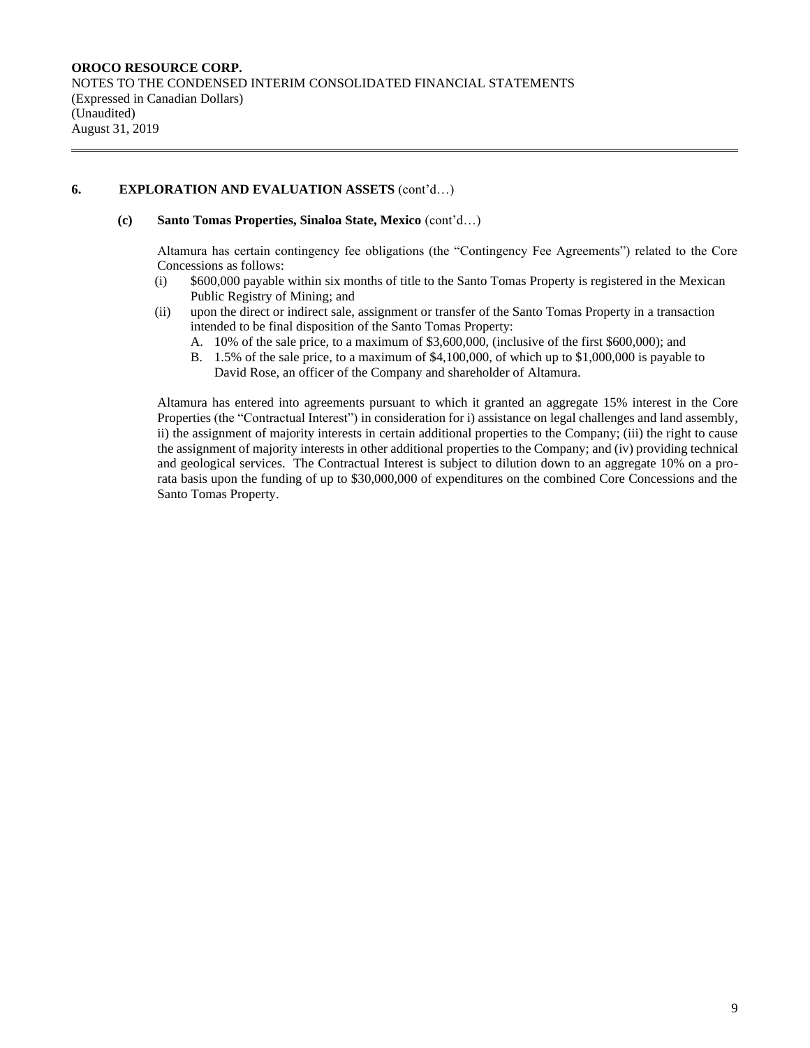**OROCO RESOURCE CORP.**
NOTES TO THE CONDENSED INTERIM CONSOLIDATED FINANCIAL STATEMENTS
(Expressed in Canadian Dollars)
(Unaudited)
August 31, 2019

## 6. EXPLORATION AND EVALUATION ASSETS (cont'd…)

### (c) Santo Tomas Properties, Sinaloa State, Mexico (cont'd…)

Altamura has certain contingency fee obligations (the "Contingency Fee Agreements") related to the Core Concessions as follows:

(i) $600,000 payable within six months of title to the Santo Tomas Property is registered in the Mexican Public Registry of Mining; and

(ii) upon the direct or indirect sale, assignment or transfer of the Santo Tomas Property in a transaction intended to be final disposition of the Santo Tomas Property:

   A. 10% of the sale price, to a maximum of $3,600,000, (inclusive of the first $600,000); and

   B. 1.5% of the sale price, to a maximum of $4,100,000, of which up to $1,000,000 is payable to David Rose, an officer of the Company and shareholder of Altamura.

Altamura has entered into agreements pursuant to which it granted an aggregate 15% interest in the Core Properties (the "Contractual Interest") in consideration for i) assistance on legal challenges and land assembly, ii) the assignment of majority interests in certain additional properties to the Company; (iii) the right to cause the assignment of majority interests in other additional properties to the Company; and (iv) providing technical and geological services. The Contractual Interest is subject to dilution down to an aggregate 10% on a pro-rata basis upon the funding of up to $30,000,000 of expenditures on the combined Core Concessions and the Santo Tomas Property.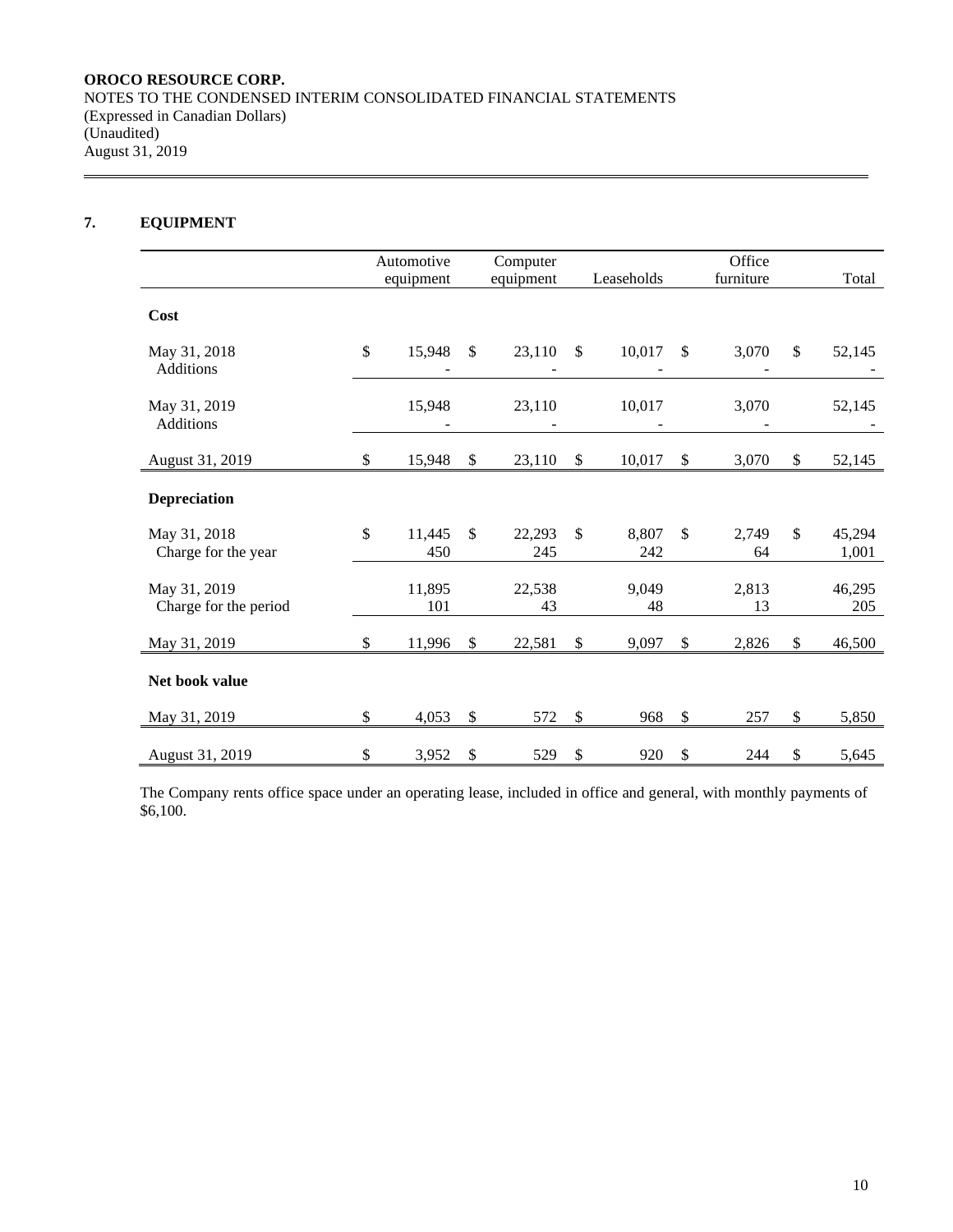**OROCO RESOURCE CORP.**
NOTES TO THE CONDENSED INTERIM CONSOLIDATED FINANCIAL STATEMENTS
(Expressed in Canadian Dollars)
(Unaudited)
August 31, 2019

## 7. EQUIPMENT

| | Automotive equipment | Computer equipment | Leaseholds | Office furniture | Total |
|---|---|---|---|---|---|
| **Cost** | | | | | |
| May 31, 2018 | $ 15,948 | $ 23,110 | $ 10,017 | $ 3,070 | $ 52,145 |
| Additions | - | - | - | - | - |
| May 31, 2019 | 15,948 | 23,110 | 10,017 | 3,070 | 52,145 |
| Additions | - | - | - | - | - |
| August 31, 2019 | $ 15,948 | $ 23,110 | $ 10,017 | $ 3,070 | $ 52,145 |
| **Depreciation** | | | | | |
| May 31, 2018 | $ 11,445 | $ 22,293 | $ 8,807 | $ 2,749 | $ 45,294 |
| Charge for the year | 450 | 245 | 242 | 64 | 1,001 |
| May 31, 2019 | 11,895 | 22,538 | 9,049 | 2,813 | 46,295 |
| Charge for the period | 101 | 43 | 48 | 13 | 205 |
| May 31, 2019 | $ 11,996 | $ 22,581 | $ 9,097 | $ 2,826 | $ 46,500 |
| **Net book value** | | | | | |
| May 31, 2019 | $ 4,053 | $ 572 | $ 968 | $ 257 | $ 5,850 |
| August 31, 2019 | $ 3,952 | $ 529 | $ 920 | $ 244 | $ 5,645 |

The Company rents office space under an operating lease, included in office and general, with monthly payments of $6,100.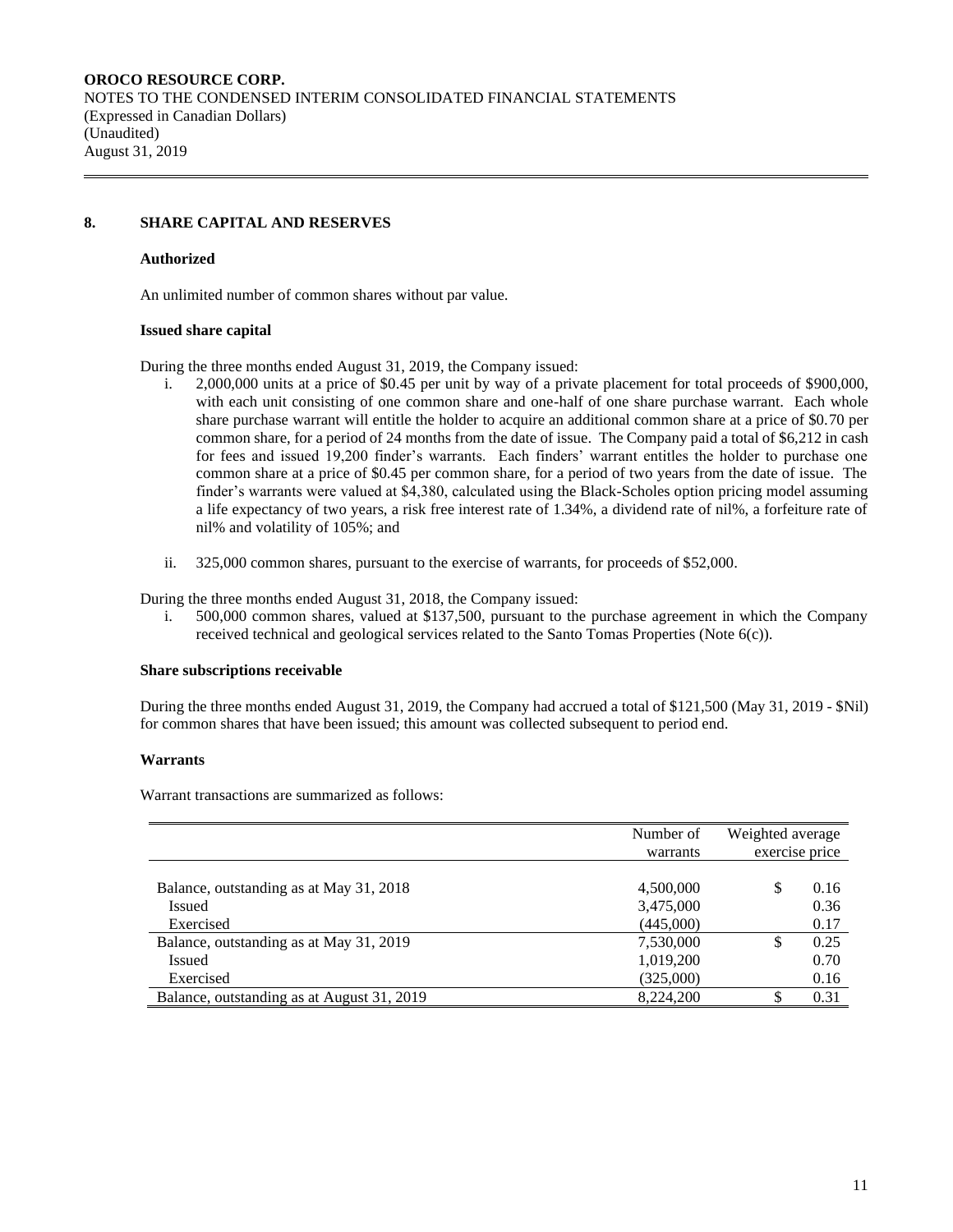## 8. SHARE CAPITAL AND RESERVES

### Authorized

An unlimited number of common shares without par value.

### Issued share capital

During the three months ended August 31, 2019, the Company issued:

i. 2,000,000 units at a price of \$0.45 per unit by way of a private placement for total proceeds of \$900,000, with each unit consisting of one common share and one-half of one share purchase warrant. Each whole share purchase warrant will entitle the holder to acquire an additional common share at a price of \$0.70 per common share, for a period of 24 months from the date of issue. The Company paid a total of \$6,212 in cash for fees and issued 19,200 finder's warrants. Each finders' warrant entitles the holder to purchase one common share at a price of \$0.45 per common share, for a period of two years from the date of issue. The finder's warrants were valued at \$4,380, calculated using the Black-Scholes option pricing model assuming a life expectancy of two years, a risk free interest rate of 1.34%, a dividend rate of nil%, a forfeiture rate of nil% and volatility of 105%; and

ii. 325,000 common shares, pursuant to the exercise of warrants, for proceeds of \$52,000.

During the three months ended August 31, 2018, the Company issued:

i. 500,000 common shares, valued at \$137,500, pursuant to the purchase agreement in which the Company received technical and geological services related to the Santo Tomas Properties (Note 6(c)).

### Share subscriptions receivable

During the three months ended August 31, 2019, the Company had accrued a total of \$121,500 (May 31, 2019 - \$Nil) for common shares that have been issued; this amount was collected subsequent to period end.

### Warrants

Warrant transactions are summarized as follows:

| | Number of warrants | Weighted average exercise price |
|---|---|---|
| Balance, outstanding as at May 31, 2018 | 4,500,000 | \$ 0.16 |
| Issued | 3,475,000 | 0.36 |
| Exercised | (445,000) | 0.17 |
| Balance, outstanding as at May 31, 2019 | 7,530,000 | \$ 0.25 |
| Issued | 1,019,200 | 0.70 |
| Exercised | (325,000) | 0.16 |
| Balance, outstanding as at August 31, 2019 | 8,224,200 | \$ 0.31 |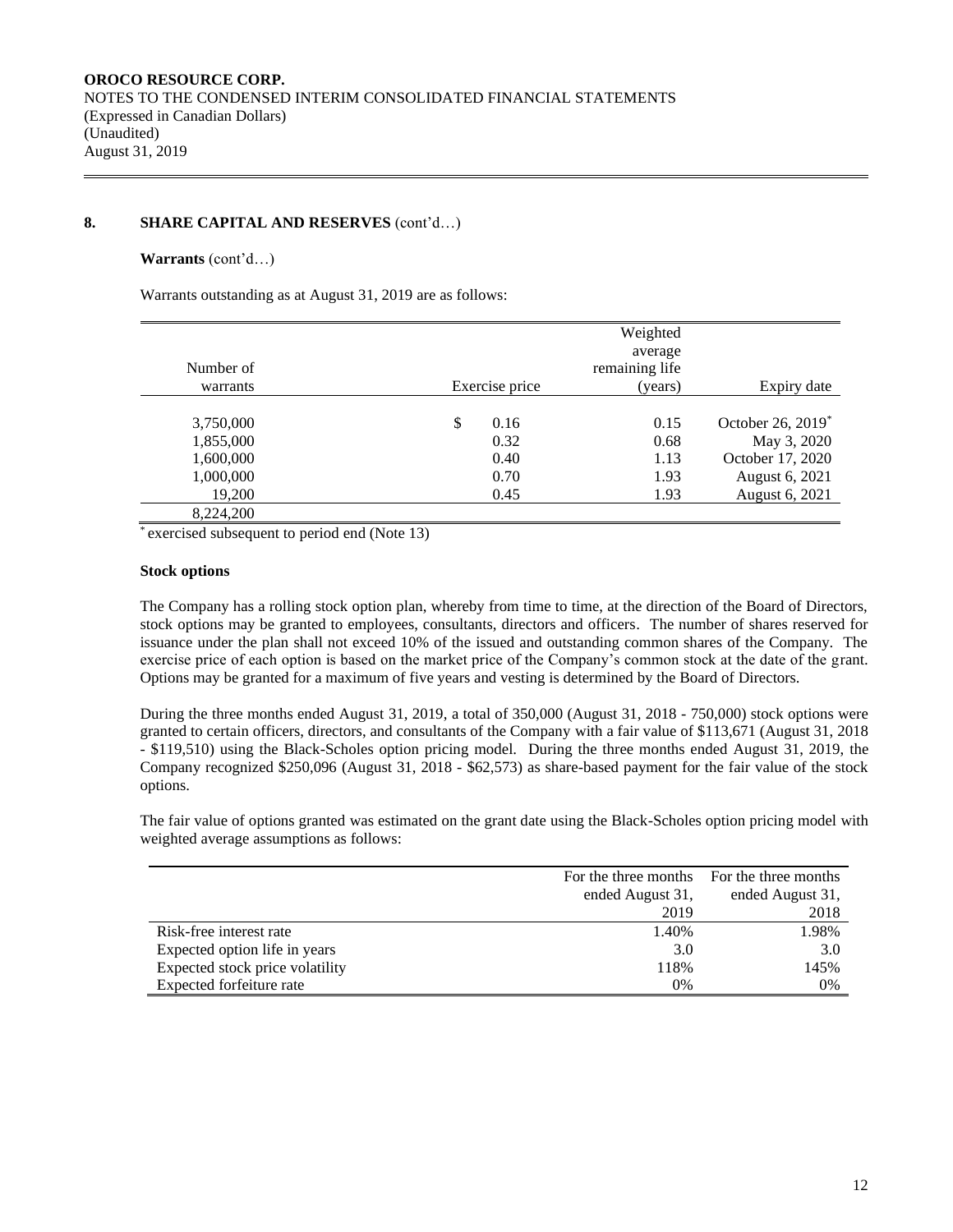## 8. SHARE CAPITAL AND RESERVES (cont'd…)

**Warrants** (cont'd…)

Warrants outstanding as at August 31, 2019 are as follows:

| Number of warrants | Exercise price | Weighted average remaining life (years) | Expiry date |
|---|---|---|---|
| 3,750,000 | $ 0.16 | 0.15 | October 26, 2019* |
| 1,855,000 | 0.32 | 0.68 | May 3, 2020 |
| 1,600,000 | 0.40 | 1.13 | October 17, 2020 |
| 1,000,000 | 0.70 | 1.93 | August 6, 2021 |
| 19,200 | 0.45 | 1.93 | August 6, 2021 |
| 8,224,200 | | | |

\* exercised subsequent to period end (Note 13)

**Stock options**

The Company has a rolling stock option plan, whereby from time to time, at the direction of the Board of Directors, stock options may be granted to employees, consultants, directors and officers. The number of shares reserved for issuance under the plan shall not exceed 10% of the issued and outstanding common shares of the Company. The exercise price of each option is based on the market price of the Company's common stock at the date of the grant. Options may be granted for a maximum of five years and vesting is determined by the Board of Directors.

During the three months ended August 31, 2019, a total of 350,000 (August 31, 2018 - 750,000) stock options were granted to certain officers, directors, and consultants of the Company with a fair value of $113,671 (August 31, 2018 - $119,510) using the Black-Scholes option pricing model. During the three months ended August 31, 2019, the Company recognized $250,096 (August 31, 2018 - $62,573) as share-based payment for the fair value of the stock options.

The fair value of options granted was estimated on the grant date using the Black-Scholes option pricing model with weighted average assumptions as follows:

| | For the three months ended August 31, 2019 | For the three months ended August 31, 2018 |
|---|---|---|
| Risk-free interest rate | 1.40% | 1.98% |
| Expected option life in years | 3.0 | 3.0 |
| Expected stock price volatility | 118% | 145% |
| Expected forfeiture rate | 0% | 0% |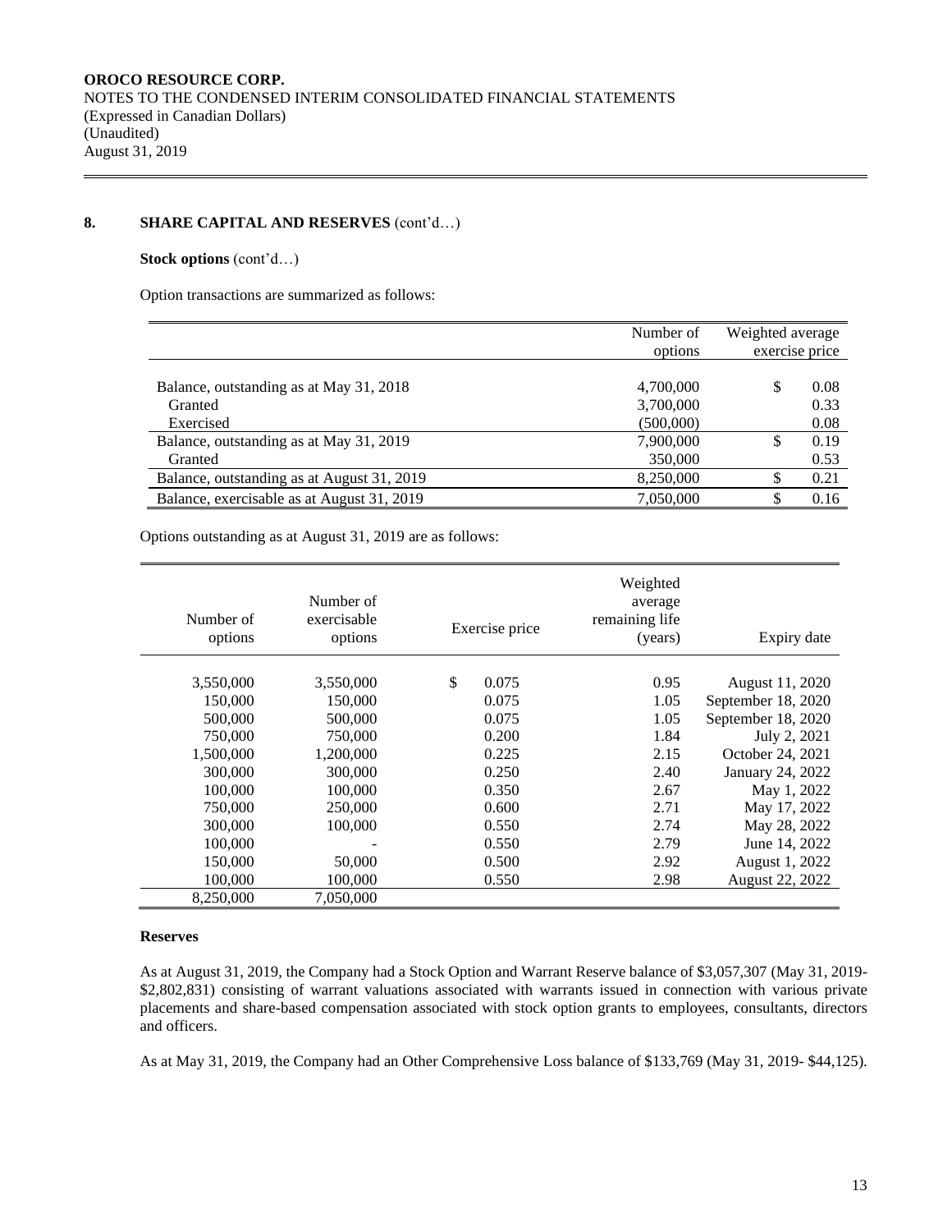**OROCO RESOURCE CORP.**
NOTES TO THE CONDENSED INTERIM CONSOLIDATED FINANCIAL STATEMENTS
(Expressed in Canadian Dollars)
(Unaudited)
August 31, 2019

## 8. SHARE CAPITAL AND RESERVES (cont'd…)

**Stock options** (cont'd…)

Option transactions are summarized as follows:

| | Number of options | Weighted average exercise price |
|---|---|---|
| Balance, outstanding as at May 31, 2018 | 4,700,000 | $ 0.08 |
| Granted | 3,700,000 | 0.33 |
| Exercised | (500,000) | 0.08 |
| Balance, outstanding as at May 31, 2019 | 7,900,000 | $ 0.19 |
| Granted | 350,000 | 0.53 |
| Balance, outstanding as at August 31, 2019 | 8,250,000 | $ 0.21 |
| Balance, exercisable as at August 31, 2019 | 7,050,000 | $ 0.16 |

Options outstanding as at August 31, 2019 are as follows:

| Number of options | Number of exercisable options | Exercise price | Weighted average remaining life (years) | Expiry date |
|---|---|---|---|---|
| 3,550,000 | 3,550,000 | $ 0.075 | 0.95 | August 11, 2020 |
| 150,000 | 150,000 | 0.075 | 1.05 | September 18, 2020 |
| 500,000 | 500,000 | 0.075 | 1.05 | September 18, 2020 |
| 750,000 | 750,000 | 0.200 | 1.84 | July 2, 2021 |
| 1,500,000 | 1,200,000 | 0.225 | 2.15 | October 24, 2021 |
| 300,000 | 300,000 | 0.250 | 2.40 | January 24, 2022 |
| 100,000 | 100,000 | 0.350 | 2.67 | May 1, 2022 |
| 750,000 | 250,000 | 0.600 | 2.71 | May 17, 2022 |
| 300,000 | 100,000 | 0.550 | 2.74 | May 28, 2022 |
| 100,000 | - | 0.550 | 2.79 | June 14, 2022 |
| 150,000 | 50,000 | 0.500 | 2.92 | August 1, 2022 |
| 100,000 | 100,000 | 0.550 | 2.98 | August 22, 2022 |
| 8,250,000 | 7,050,000 | | | |

**Reserves**

As at August 31, 2019, the Company had a Stock Option and Warrant Reserve balance of $3,057,307 (May 31, 2019- $2,802,831) consisting of warrant valuations associated with warrants issued in connection with various private placements and share-based compensation associated with stock option grants to employees, consultants, directors and officers.

As at May 31, 2019, the Company had an Other Comprehensive Loss balance of $133,769 (May 31, 2019- $44,125).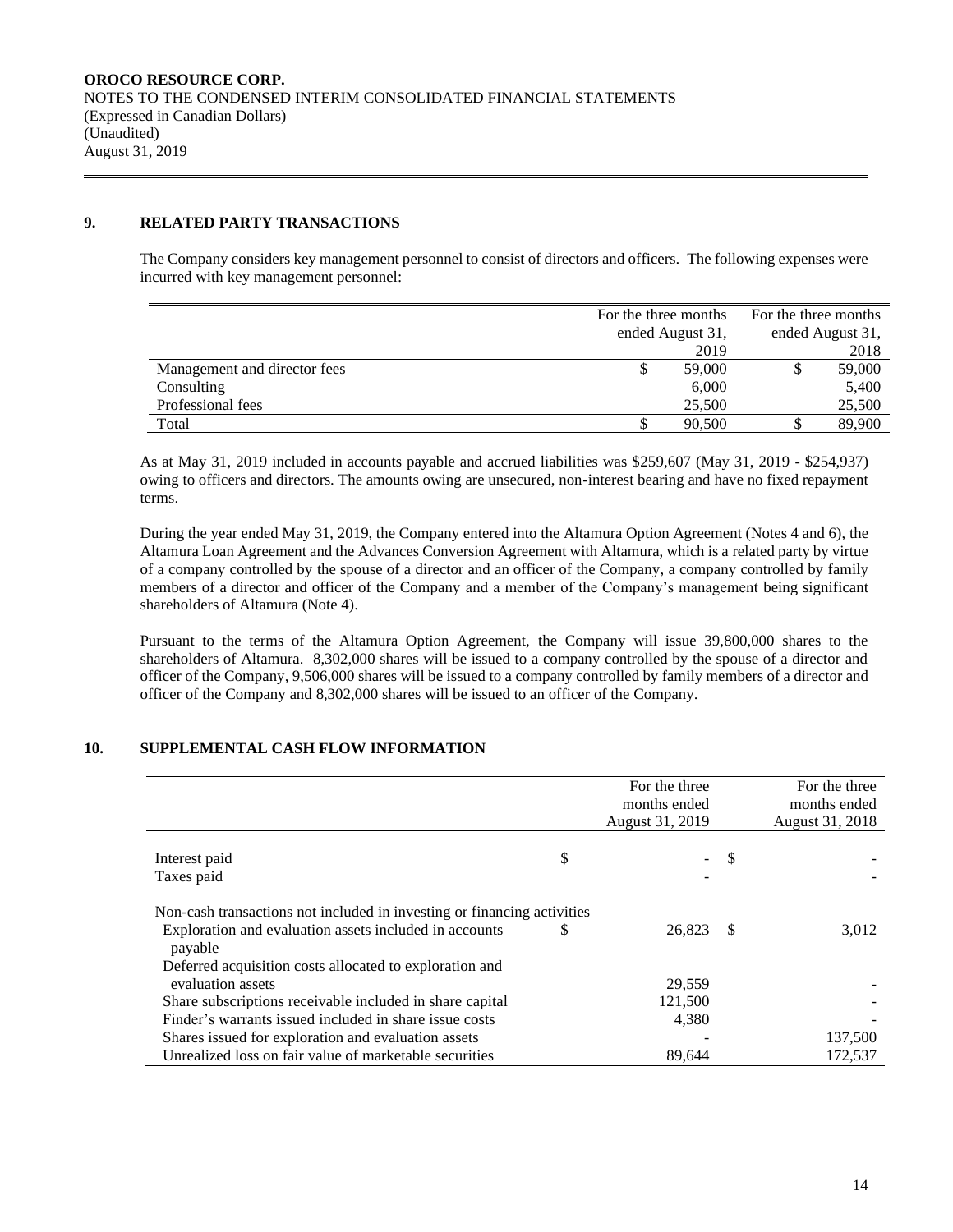## 9. RELATED PARTY TRANSACTIONS

The Company considers key management personnel to consist of directors and officers. The following expenses were incurred with key management personnel:

| | For the three months ended August 31, 2019 | For the three months ended August 31, 2018 |
|---|---|---|
| Management and director fees | $ 59,000 | $ 59,000 |
| Consulting | 6,000 | 5,400 |
| Professional fees | 25,500 | 25,500 |
| Total | $ 90,500 | $ 89,900 |

As at May 31, 2019 included in accounts payable and accrued liabilities was $259,607 (May 31, 2019 - $254,937) owing to officers and directors. The amounts owing are unsecured, non-interest bearing and have no fixed repayment terms.

During the year ended May 31, 2019, the Company entered into the Altamura Option Agreement (Notes 4 and 6), the Altamura Loan Agreement and the Advances Conversion Agreement with Altamura, which is a related party by virtue of a company controlled by the spouse of a director and an officer of the Company, a company controlled by family members of a director and officer of the Company and a member of the Company's management being significant shareholders of Altamura (Note 4).

Pursuant to the terms of the Altamura Option Agreement, the Company will issue 39,800,000 shares to the shareholders of Altamura. 8,302,000 shares will be issued to a company controlled by the spouse of a director and officer of the Company, 9,506,000 shares will be issued to a company controlled by family members of a director and officer of the Company and 8,302,000 shares will be issued to an officer of the Company.

## 10. SUPPLEMENTAL CASH FLOW INFORMATION

| | For the three months ended August 31, 2019 | For the three months ended August 31, 2018 |
|---|---|---|
| Interest paid | $ - | $ - |
| Taxes paid | - | - |
| Non-cash transactions not included in investing or financing activities | | |
| Exploration and evaluation assets included in accounts payable | $ 26,823 | $ 3,012 |
| Deferred acquisition costs allocated to exploration and evaluation assets | 29,559 | - |
| Share subscriptions receivable included in share capital | 121,500 | - |
| Finder's warrants issued included in share issue costs | 4,380 | - |
| Shares issued for exploration and evaluation assets | - | 137,500 |
| Unrealized loss on fair value of marketable securities | 89,644 | 172,537 |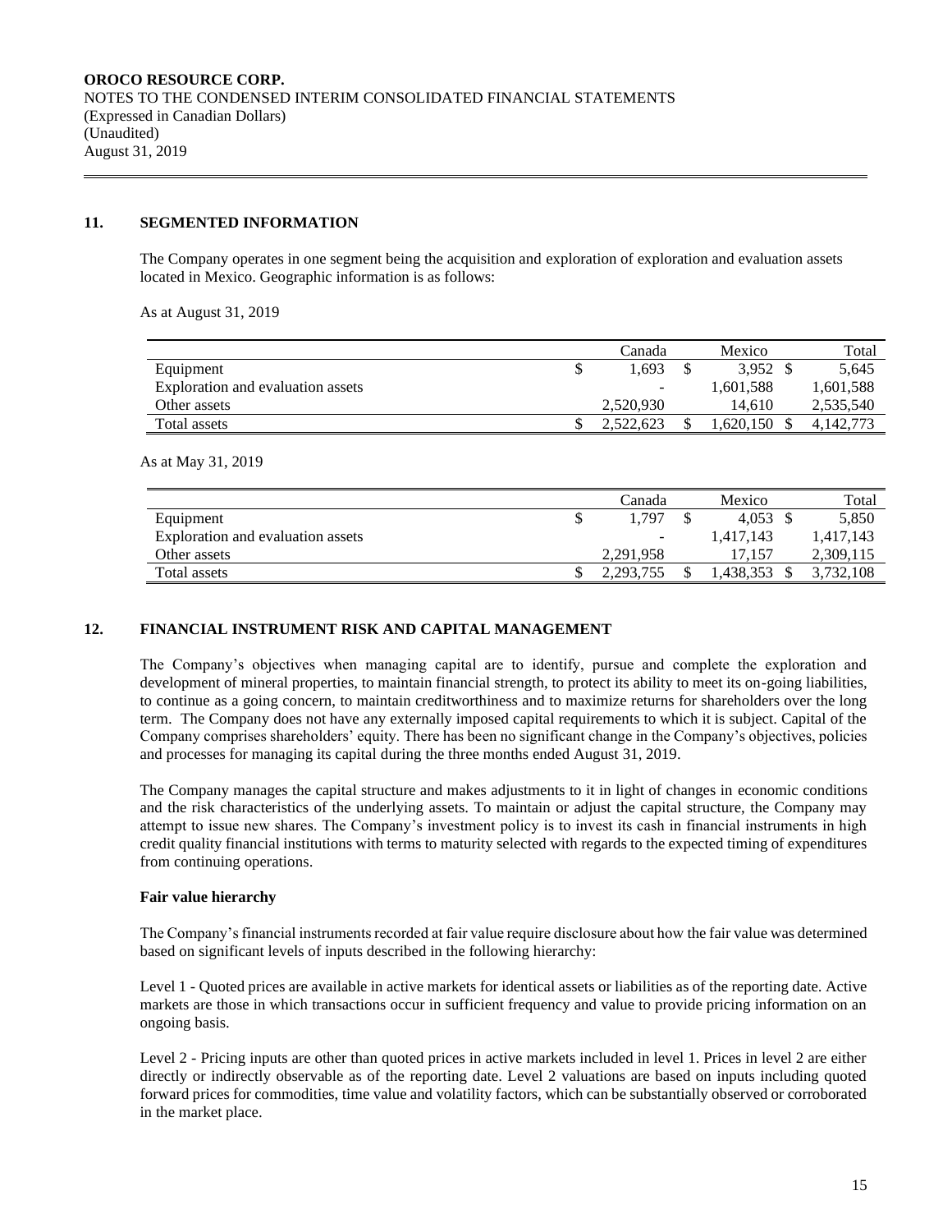## 11. SEGMENTED INFORMATION

The Company operates in one segment being the acquisition and exploration of exploration and evaluation assets located in Mexico. Geographic information is as follows:

As at August 31, 2019

| | Canada | Mexico | Total |
|---|---|---|---|
| Equipment | $ 1,693 | $ 3,952 | $ 5,645 |
| Exploration and evaluation assets | - | 1,601,588 | 1,601,588 |
| Other assets | 2,520,930 | 14,610 | 2,535,540 |
| Total assets | $ 2,522,623 | $ 1,620,150 | $ 4,142,773 |

As at May 31, 2019

| | Canada | Mexico | Total |
|---|---|---|---|
| Equipment | $ 1,797 | $ 4,053 | $ 5,850 |
| Exploration and evaluation assets | - | 1,417,143 | 1,417,143 |
| Other assets | 2,291,958 | 17,157 | 2,309,115 |
| Total assets | $ 2,293,755 | $ 1,438,353 | $ 3,732,108 |

## 12. FINANCIAL INSTRUMENT RISK AND CAPITAL MANAGEMENT

The Company's objectives when managing capital are to identify, pursue and complete the exploration and development of mineral properties, to maintain financial strength, to protect its ability to meet its on-going liabilities, to continue as a going concern, to maintain creditworthiness and to maximize returns for shareholders over the long term. The Company does not have any externally imposed capital requirements to which it is subject. Capital of the Company comprises shareholders' equity. There has been no significant change in the Company's objectives, policies and processes for managing its capital during the three months ended August 31, 2019.

The Company manages the capital structure and makes adjustments to it in light of changes in economic conditions and the risk characteristics of the underlying assets. To maintain or adjust the capital structure, the Company may attempt to issue new shares. The Company's investment policy is to invest its cash in financial instruments in high credit quality financial institutions with terms to maturity selected with regards to the expected timing of expenditures from continuing operations.

**Fair value hierarchy**

The Company's financial instruments recorded at fair value require disclosure about how the fair value was determined based on significant levels of inputs described in the following hierarchy:

Level 1 - Quoted prices are available in active markets for identical assets or liabilities as of the reporting date. Active markets are those in which transactions occur in sufficient frequency and value to provide pricing information on an ongoing basis.

Level 2 - Pricing inputs are other than quoted prices in active markets included in level 1. Prices in level 2 are either directly or indirectly observable as of the reporting date. Level 2 valuations are based on inputs including quoted forward prices for commodities, time value and volatility factors, which can be substantially observed or corroborated in the market place.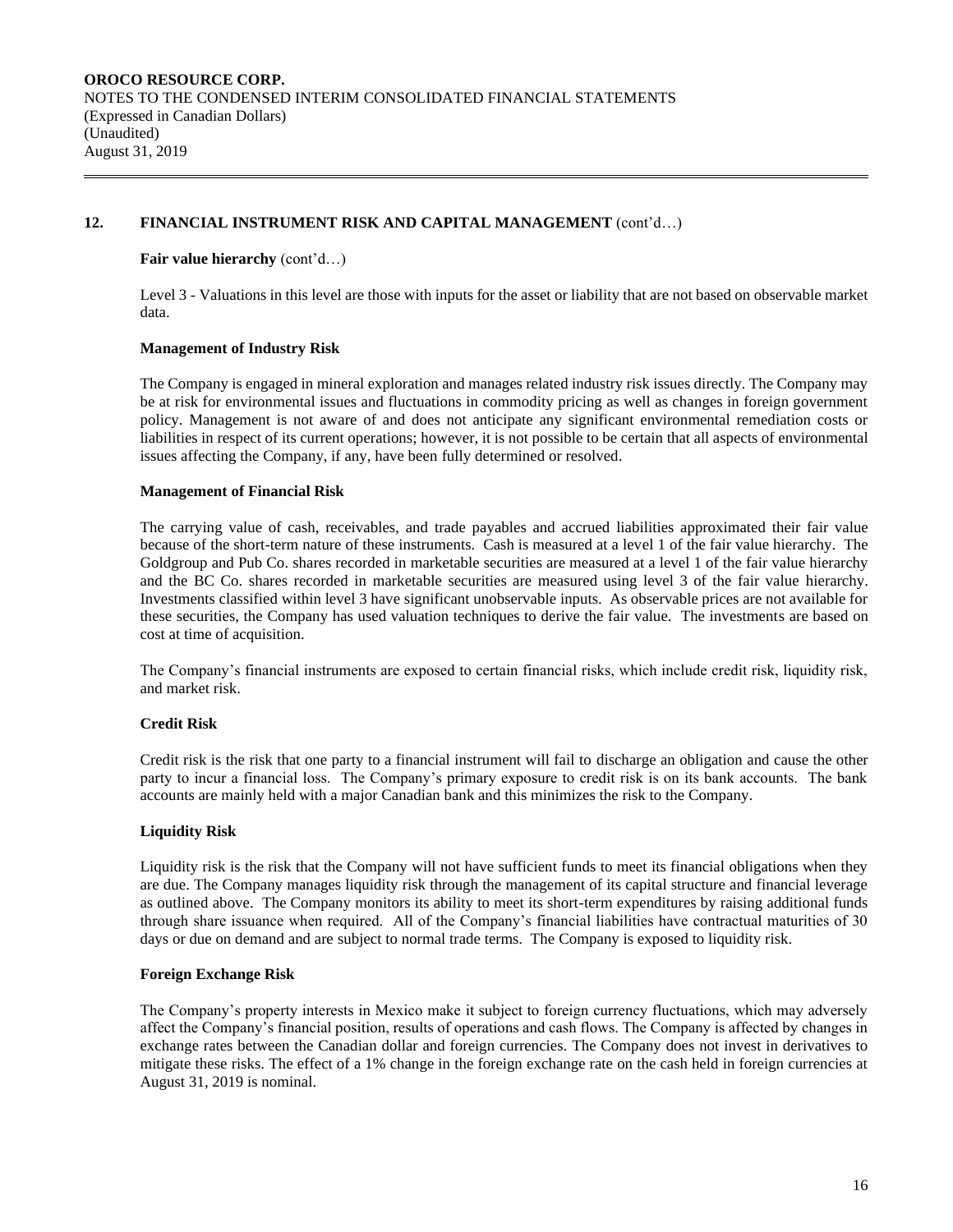## 12. FINANCIAL INSTRUMENT RISK AND CAPITAL MANAGEMENT (cont'd…)

**Fair value hierarchy** (cont'd…)

Level 3 - Valuations in this level are those with inputs for the asset or liability that are not based on observable market data.

**Management of Industry Risk**

The Company is engaged in mineral exploration and manages related industry risk issues directly. The Company may be at risk for environmental issues and fluctuations in commodity pricing as well as changes in foreign government policy. Management is not aware of and does not anticipate any significant environmental remediation costs or liabilities in respect of its current operations; however, it is not possible to be certain that all aspects of environmental issues affecting the Company, if any, have been fully determined or resolved.

**Management of Financial Risk**

The carrying value of cash, receivables, and trade payables and accrued liabilities approximated their fair value because of the short-term nature of these instruments. Cash is measured at a level 1 of the fair value hierarchy. The Goldgroup and Pub Co. shares recorded in marketable securities are measured at a level 1 of the fair value hierarchy and the BC Co. shares recorded in marketable securities are measured using level 3 of the fair value hierarchy. Investments classified within level 3 have significant unobservable inputs. As observable prices are not available for these securities, the Company has used valuation techniques to derive the fair value. The investments are based on cost at time of acquisition.

The Company's financial instruments are exposed to certain financial risks, which include credit risk, liquidity risk, and market risk.

**Credit Risk**

Credit risk is the risk that one party to a financial instrument will fail to discharge an obligation and cause the other party to incur a financial loss. The Company's primary exposure to credit risk is on its bank accounts. The bank accounts are mainly held with a major Canadian bank and this minimizes the risk to the Company.

**Liquidity Risk**

Liquidity risk is the risk that the Company will not have sufficient funds to meet its financial obligations when they are due. The Company manages liquidity risk through the management of its capital structure and financial leverage as outlined above. The Company monitors its ability to meet its short-term expenditures by raising additional funds through share issuance when required. All of the Company's financial liabilities have contractual maturities of 30 days or due on demand and are subject to normal trade terms. The Company is exposed to liquidity risk.

**Foreign Exchange Risk**

The Company's property interests in Mexico make it subject to foreign currency fluctuations, which may adversely affect the Company's financial position, results of operations and cash flows. The Company is affected by changes in exchange rates between the Canadian dollar and foreign currencies. The Company does not invest in derivatives to mitigate these risks. The effect of a 1% change in the foreign exchange rate on the cash held in foreign currencies at August 31, 2019 is nominal.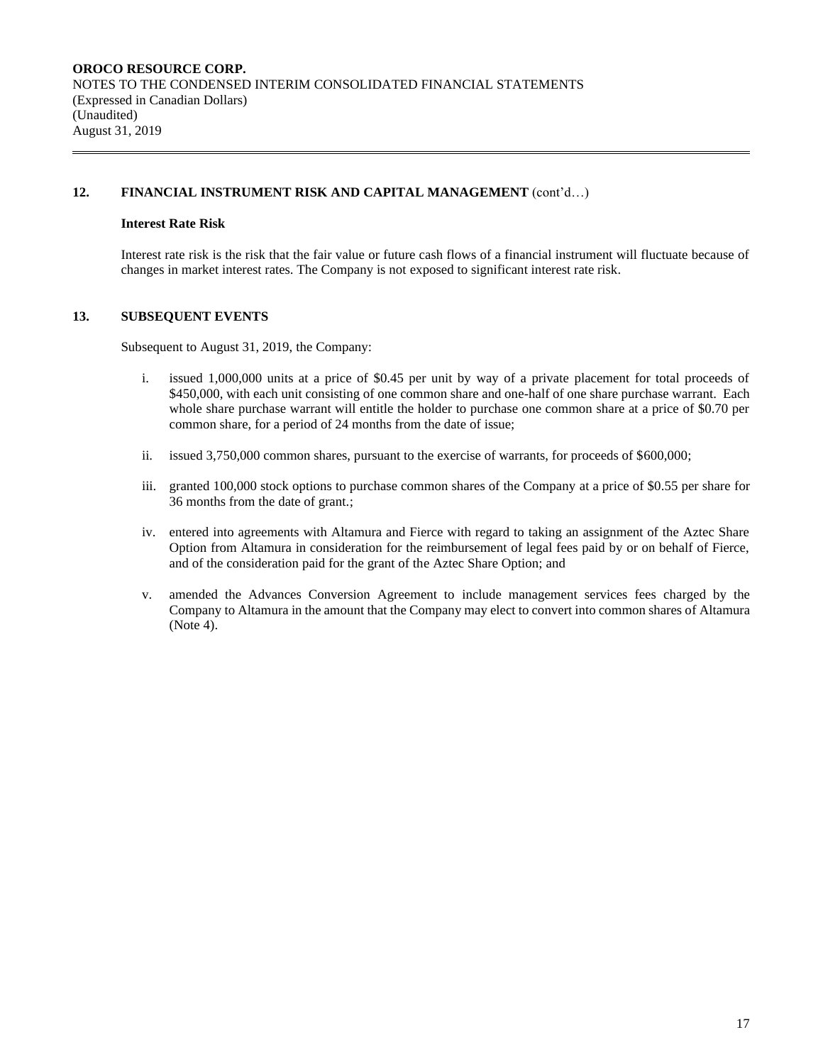## 12. FINANCIAL INSTRUMENT RISK AND CAPITAL MANAGEMENT (cont'd…)

### Interest Rate Risk

Interest rate risk is the risk that the fair value or future cash flows of a financial instrument will fluctuate because of changes in market interest rates. The Company is not exposed to significant interest rate risk.

## 13. SUBSEQUENT EVENTS

Subsequent to August 31, 2019, the Company:

i. issued 1,000,000 units at a price of $0.45 per unit by way of a private placement for total proceeds of $450,000, with each unit consisting of one common share and one-half of one share purchase warrant. Each whole share purchase warrant will entitle the holder to purchase one common share at a price of $0.70 per common share, for a period of 24 months from the date of issue;

ii. issued 3,750,000 common shares, pursuant to the exercise of warrants, for proceeds of $600,000;

iii. granted 100,000 stock options to purchase common shares of the Company at a price of $0.55 per share for 36 months from the date of grant.;

iv. entered into agreements with Altamura and Fierce with regard to taking an assignment of the Aztec Share Option from Altamura in consideration for the reimbursement of legal fees paid by or on behalf of Fierce, and of the consideration paid for the grant of the Aztec Share Option; and

v. amended the Advances Conversion Agreement to include management services fees charged by the Company to Altamura in the amount that the Company may elect to convert into common shares of Altamura (Note 4).